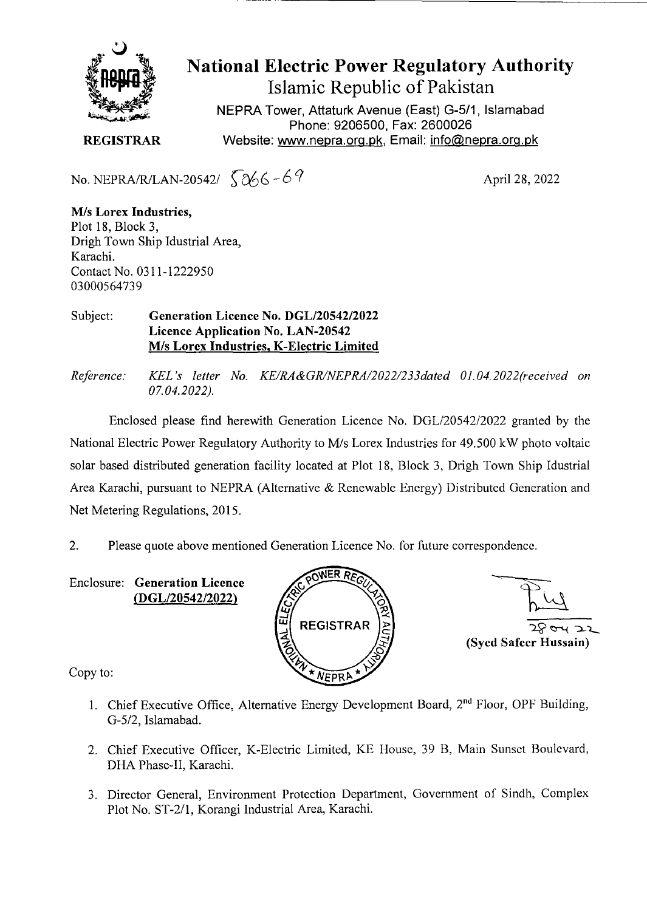# National Electric Power Regulatory Authority

## Islamic Republic of Pakistan

NEPRA Tower, Attaturk Avenue (East) G-5/1, Islamabad
Phone: 9206500, Fax: 2600026
Website: www.nepra.org.pk, Email: info@nepra.org.pk

**REGISTRAR**

No. NEPRA/R/LAN-20542/ 5066-69

April 28, 2022

**M/s Lorex Industries,**
Plot 18, Block 3,
Drigh Town Ship Idustrial Area,
Karachi.
Contact No. 0311-1222950
03000564739

Subject: **Generation Licence No. DGL/20542/2022**
**Licence Application No. LAN-20542**
**M/s Lorex Industries, K-Electric Limited**

*Reference: KEL's letter No. KE/RA&GR/NEPRA/2022/233dated 01.04.2022(received on 07.04.2022).*

Enclosed please find herewith Generation Licence No. DGL/20542/2022 granted by the National Electric Power Regulatory Authority to M/s Lorex Industries for 49.500 kW photo voltaic solar based distributed generation facility located at Plot 18, Block 3, Drigh Town Ship Idustrial Area Karachi, pursuant to NEPRA (Alternative & Renewable Energy) Distributed Generation and Net Metering Regulations, 2015.

2. Please quote above mentioned Generation Licence No. for future correspondence.

Enclosure: **Generation Licence (DGL/20542/2022)**

28-04-22
**(Syed Safeer Hussain)**

Copy to:

1. Chief Executive Office, Alternative Energy Development Board, 2nd Floor, OPF Building, G-5/2, Islamabad.

2. Chief Executive Officer, K-Electric Limited, KE House, 39 B, Main Sunset Boulevard, DHA Phase-II, Karachi.

3. Director General, Environment Protection Department, Government of Sindh, Complex Plot No. ST-2/1, Korangi Industrial Area, Karachi.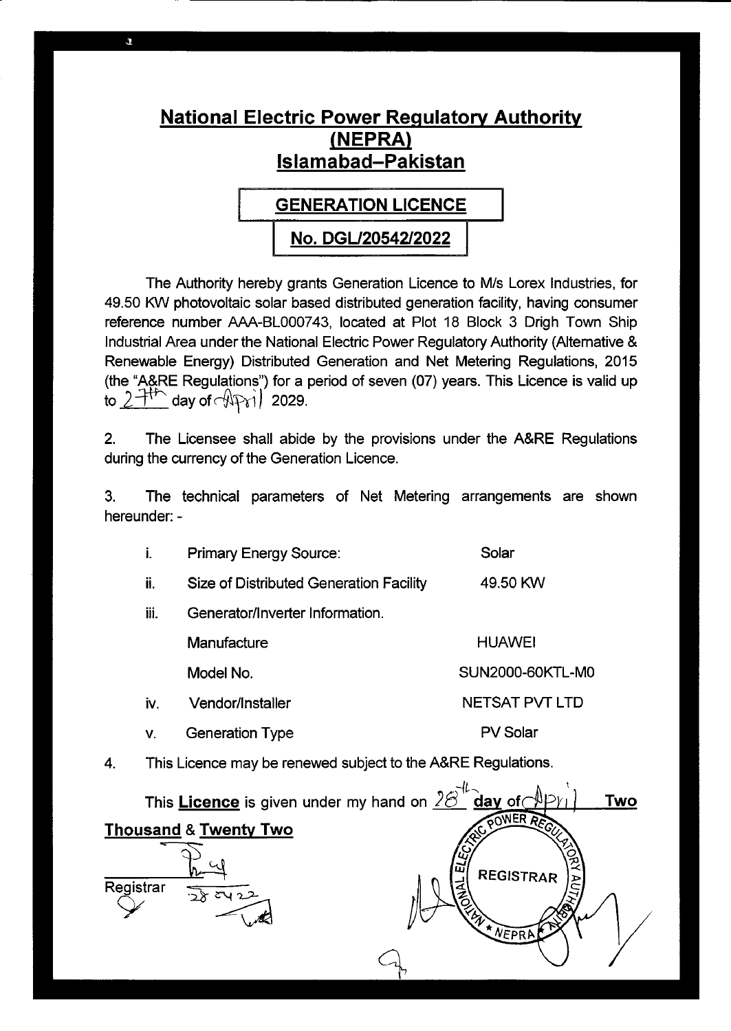# National Electric Power Regulatory Authority (NEPRA) Islamabad–Pakistan

## GENERATION LICENCE

## No. DGL/20542/2022

The Authority hereby grants Generation Licence to M/s Lorex Industries, for 49.50 KW photovoltaic solar based distributed generation facility, having consumer reference number AAA-BL000743, located at Plot 18 Block 3 Drigh Town Ship Industrial Area under the National Electric Power Regulatory Authority (Alternative & Renewable Energy) Distributed Generation and Net Metering Regulations, 2015 (the "A&RE Regulations") for a period of seven (07) years. This Licence is valid up to 27th day of April 2029.

2. The Licensee shall abide by the provisions under the A&RE Regulations during the currency of the Generation Licence.

3. The technical parameters of Net Metering arrangements are shown hereunder: -

| | | |
|---|---|---|
| i. | Primary Energy Source: | Solar |
| ii. | Size of Distributed Generation Facility | 49.50 KW |
| iii. | Generator/Inverter Information. | |
| | Manufacture | HUAWEI |
| | Model No. | SUN2000-60KTL-M0 |
| iv. | Vendor/Installer | NETSAT PVT LTD |
| v. | Generation Type | PV Solar |

4. This Licence may be renewed subject to the A&RE Regulations.

This **Licence** is given under my hand on 28th **day of** April **Two Thousand** & **Twenty Two**

Registrar

28-04-22

NATIONAL ELECTRIC POWER REGULATORY AUTHORITY
REGISTRAR
NEPRA